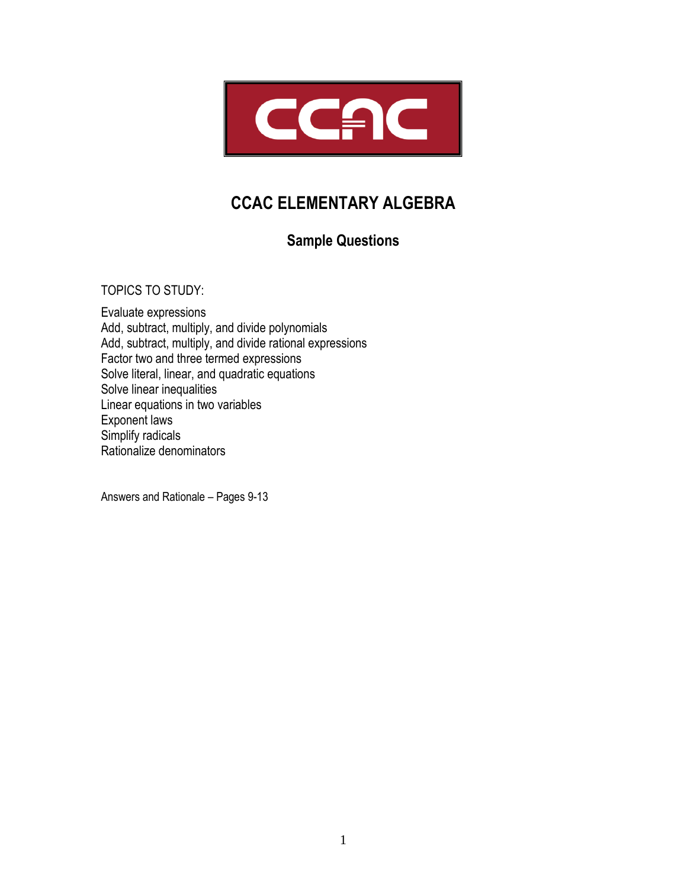# CCAC ELEMENTARY ALGEBRA

## Sample Questions

TOPICS TO STUDY:

Evaluate expressions
Add, subtract, multiply, and divide polynomials
Add, subtract, multiply, and divide rational expressions
Factor two and three termed expressions
Solve literal, linear, and quadratic equations
Solve linear inequalities
Linear equations in two variables
Exponent laws
Simplify radicals
Rationalize denominators

Answers and Rationale – Pages 9-13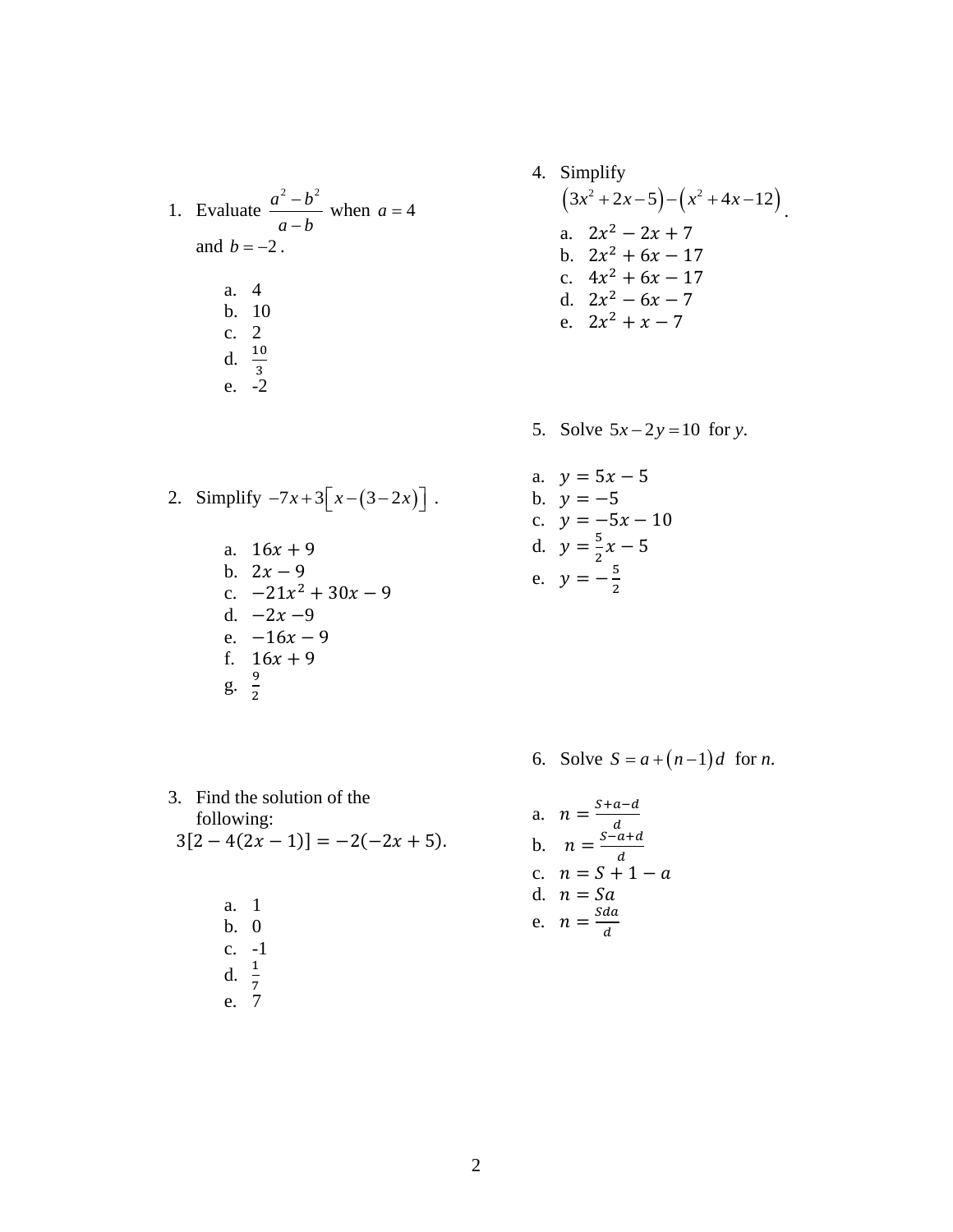1. Evaluate $\frac{a^2 - b^2}{a - b}$ when $a = 4$ and $b = -2$.

   a. 4
   b. 10
   c. 2
   d. $\frac{10}{3}$
   e. -2

2. Simplify $-7x + 3\left[x - (3 - 2x)\right]$.

   a. $16x + 9$
   b. $2x - 9$
   c. $-21x^2 + 30x - 9$
   d. $-2x - 9$
   e. $-16x - 9$
   f. $16x + 9$
   g. $\frac{9}{2}$

3. Find the solution of the following:
   $3[2 - 4(2x - 1)] = -2(-2x + 5)$.

   a. 1
   b. 0
   c. -1
   d. $\frac{1}{7}$
   e. 7

4. Simplify
   $(3x^2 + 2x - 5) - (x^2 + 4x - 12)$.

   a. $2x^2 - 2x + 7$
   b. $2x^2 + 6x - 17$
   c. $4x^2 + 6x - 17$
   d. $2x^2 - 6x - 7$
   e. $2x^2 + x - 7$

5. Solve $5x - 2y = 10$ for $y$.

   a. $y = 5x - 5$
   b. $y = -5$
   c. $y = -5x - 10$
   d. $y = \frac{5}{2}x - 5$
   e. $y = -\frac{5}{2}$

6. Solve $S = a + (n - 1)d$ for $n$.

   a. $n = \frac{S + a - d}{d}$
   b. $n = \frac{S - a + d}{d}$
   c. $n = S + 1 - a$
   d. $n = Sa$
   e. $n = \frac{Sda}{d}$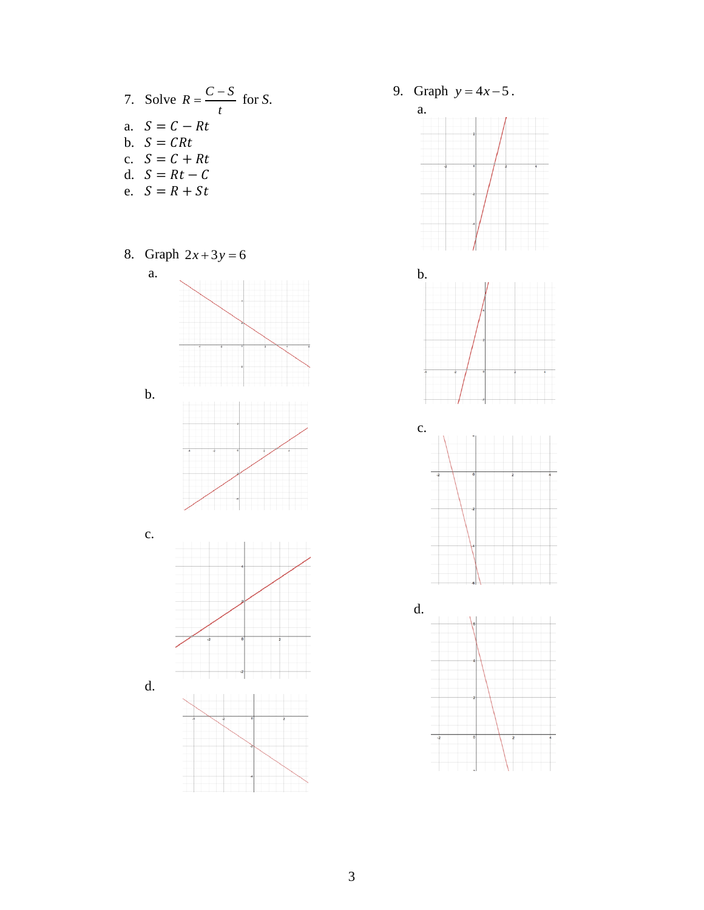7. Solve $R = \dfrac{C - S}{t}$ for $S$.

a. $S = C - Rt$
b. $S = CRt$
c. $S = C + Rt$
d. $S = Rt - C$
e. $S = R + St$

8. Graph $2x + 3y = 6$

a.

b.

c.

d.

9. Graph $y = 4x - 5$.

a.

b.

c.

d.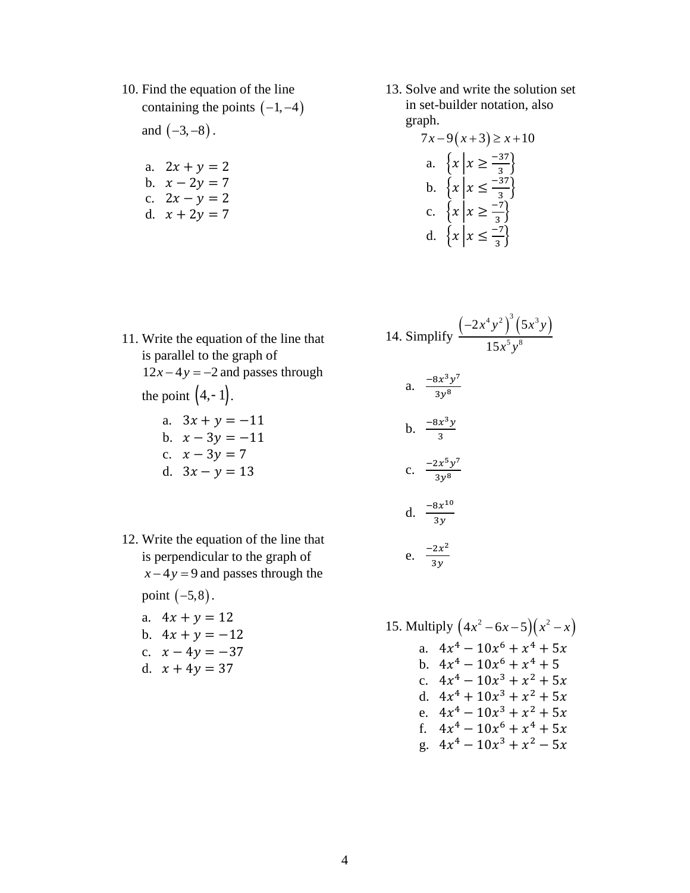10. Find the equation of the line containing the points $(-1,-4)$ and $(-3,-8)$.

    a. $2x + y = 2$
    b. $x - 2y = 7$
    c. $2x - y = 2$
    d. $x + 2y = 7$

11. Write the equation of the line that is parallel to the graph of $12x - 4y = -2$ and passes through the point $(4, -1)$.

    a. $3x + y = -11$
    b. $x - 3y = -11$
    c. $x - 3y = 7$
    d. $3x - y = 13$

12. Write the equation of the line that is perpendicular to the graph of $x - 4y = 9$ and passes through the point $(-5, 8)$.

    a. $4x + y = 12$
    b. $4x + y = -12$
    c. $x - 4y = -37$
    d. $x + 4y = 37$

13. Solve and write the solution set in set-builder notation, also graph.

    $$7x - 9(x+3) \geq x + 10$$

    a. $\left\{x \,\middle|\, x \geq \frac{-37}{3}\right\}$
    b. $\left\{x \,\middle|\, x \leq \frac{-37}{3}\right\}$
    c. $\left\{x \,\middle|\, x \geq \frac{-7}{3}\right\}$
    d. $\left\{x \,\middle|\, x \leq \frac{-7}{3}\right\}$

14. Simplify $\dfrac{\left(-2x^4y^2\right)^3\left(5x^3y\right)}{15x^5y^8}$

    a. $\frac{-8x^3y^7}{3y^8}$
    b. $\frac{-8x^3y}{3}$
    c. $\frac{-2x^5y^7}{3y^8}$
    d. $\frac{-8x^{10}}{3y}$
    e. $\frac{-2x^2}{3y}$

15. Multiply $\left(4x^2 - 6x - 5\right)\left(x^2 - x\right)$

    a. $4x^4 - 10x^6 + x^4 + 5x$
    b. $4x^4 - 10x^6 + x^4 + 5$
    c. $4x^4 - 10x^3 + x^2 + 5x$
    d. $4x^4 + 10x^3 + x^2 + 5x$
    e. $4x^4 - 10x^3 + x^2 + 5x$
    f. $4x^4 - 10x^6 + x^4 + 5x$
    g. $4x^4 - 10x^3 + x^2 - 5x$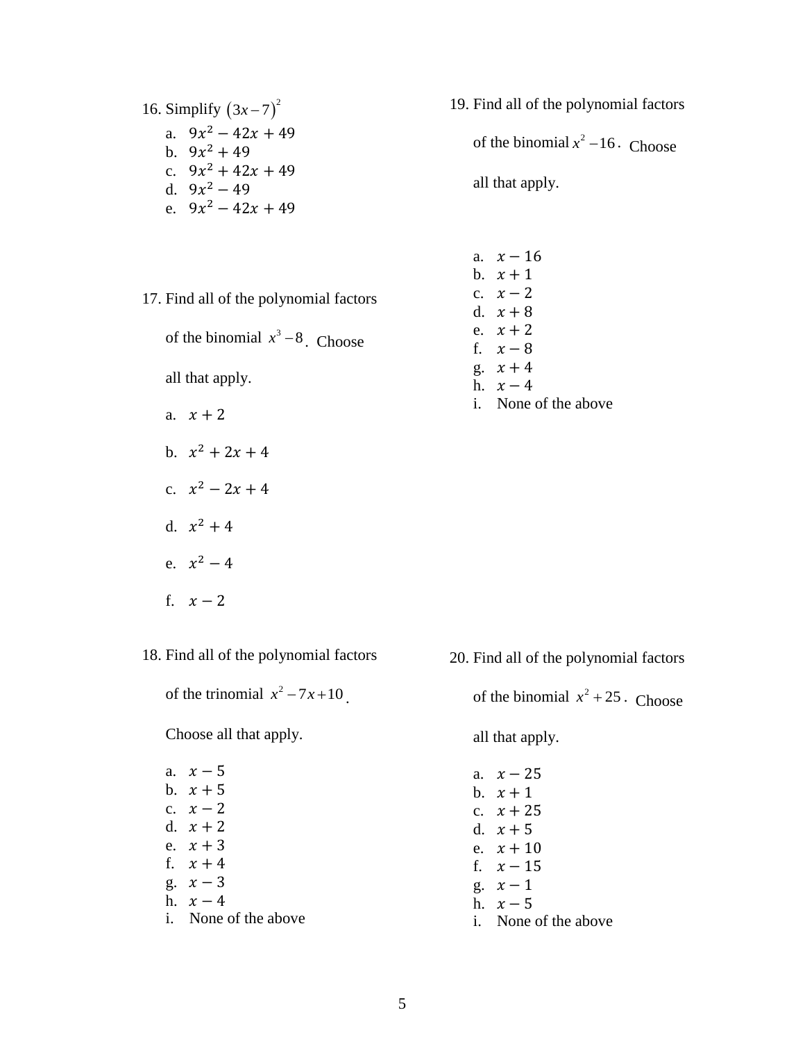16. Simplify $(3x-7)^2$
    a. $9x^2 - 42x + 49$
    b. $9x^2 + 49$
    c. $9x^2 + 42x + 49$
    d. $9x^2 - 49$
    e. $9x^2 - 42x + 49$

17. Find all of the polynomial factors of the binomial $x^3 - 8$. Choose all that apply.
    a. $x + 2$
    b. $x^2 + 2x + 4$
    c. $x^2 - 2x + 4$
    d. $x^2 + 4$
    e. $x^2 - 4$
    f. $x - 2$

18. Find all of the polynomial factors of the trinomial $x^2 - 7x + 10$. Choose all that apply.
    a. $x - 5$
    b. $x + 5$
    c. $x - 2$
    d. $x + 2$
    e. $x + 3$
    f. $x + 4$
    g. $x - 3$
    h. $x - 4$
    i. None of the above

19. Find all of the polynomial factors of the binomial $x^2 - 16$. Choose all that apply.
    a. $x - 16$
    b. $x + 1$
    c. $x - 2$
    d. $x + 8$
    e. $x + 2$
    f. $x - 8$
    g. $x + 4$
    h. $x - 4$
    i. None of the above

20. Find all of the polynomial factors of the binomial $x^2 + 25$. Choose all that apply.
    a. $x - 25$
    b. $x + 1$
    c. $x + 25$
    d. $x + 5$
    e. $x + 10$
    f. $x - 15$
    g. $x - 1$
    h. $x - 5$
    i. None of the above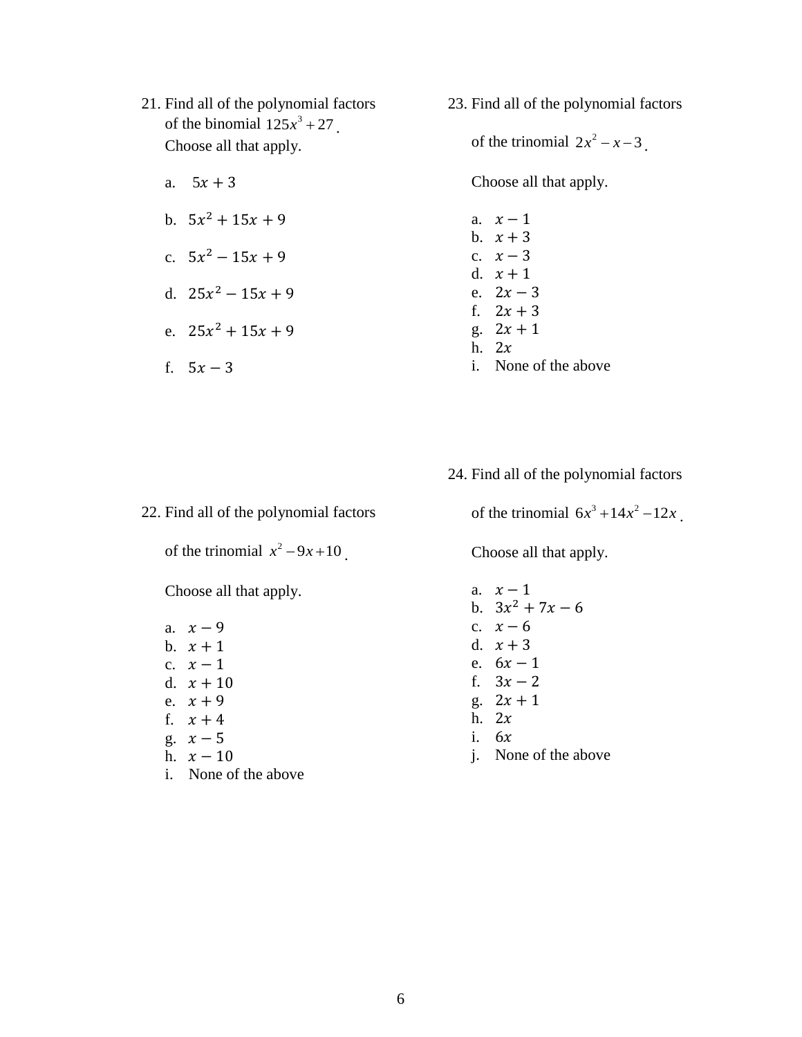21. Find all of the polynomial factors of the binomial $125x^3 + 27$.
    Choose all that apply.

    a. $5x + 3$

    b. $5x^2 + 15x + 9$

    c. $5x^2 - 15x + 9$

    d. $25x^2 - 15x + 9$

    e. $25x^2 + 15x + 9$

    f. $5x - 3$

22. Find all of the polynomial factors of the trinomial $x^2 - 9x + 10$.

    Choose all that apply.

    a. $x - 9$
    b. $x + 1$
    c. $x - 1$
    d. $x + 10$
    e. $x + 9$
    f. $x + 4$
    g. $x - 5$
    h. $x - 10$
    i. None of the above

23. Find all of the polynomial factors of the trinomial $2x^2 - x - 3$.

    Choose all that apply.

    a. $x - 1$
    b. $x + 3$
    c. $x - 3$
    d. $x + 1$
    e. $2x - 3$
    f. $2x + 3$
    g. $2x + 1$
    h. $2x$
    i. None of the above

24. Find all of the polynomial factors of the trinomial $6x^3 + 14x^2 - 12x$.

    Choose all that apply.

    a. $x - 1$
    b. $3x^2 + 7x - 6$
    c. $x - 6$
    d. $x + 3$
    e. $6x - 1$
    f. $3x - 2$
    g. $2x + 1$
    h. $2x$
    i. $6x$
    j. None of the above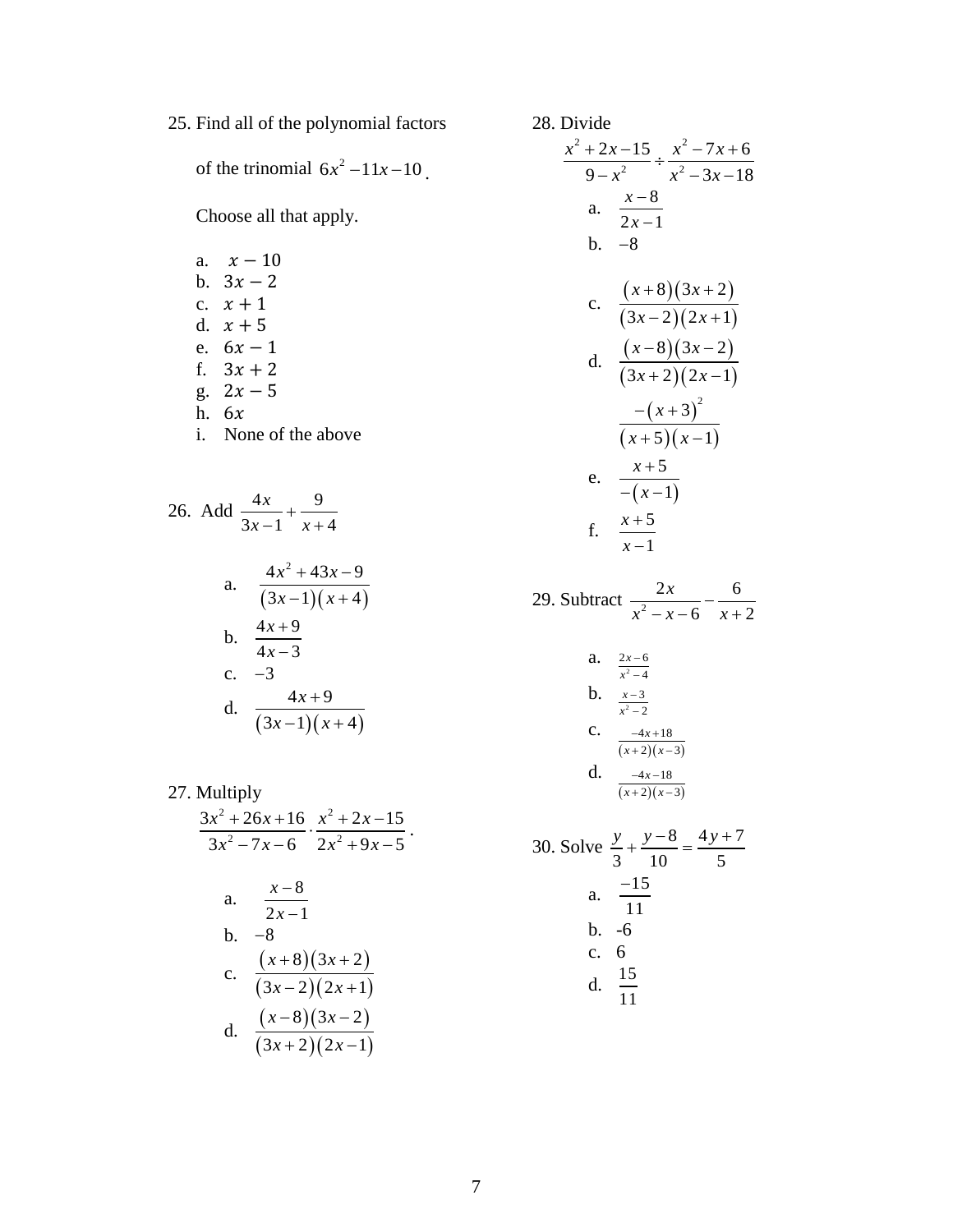25. Find all of the polynomial factors of the trinomial $6x^2 - 11x - 10$.

   Choose all that apply.

   a. $x - 10$
   b. $3x - 2$
   c. $x + 1$
   d. $x + 5$
   e. $6x - 1$
   f. $3x + 2$
   g. $2x - 5$
   h. $6x$
   i. None of the above

26. Add $\frac{4x}{3x-1} + \frac{9}{x+4}$

   a. $\frac{4x^2 + 43x - 9}{(3x-1)(x+4)}$
   b. $\frac{4x+9}{4x-3}$
   c. $-3$
   d. $\frac{4x+9}{(3x-1)(x+4)}$

27. Multiply $\frac{3x^2 + 26x + 16}{3x^2 - 7x - 6} \cdot \frac{x^2 + 2x - 15}{2x^2 + 9x - 5}$.

   a. $\frac{x-8}{2x-1}$
   b. $-8$
   c. $\frac{(x+8)(3x+2)}{(3x-2)(2x+1)}$
   d. $\frac{(x-8)(3x-2)}{(3x+2)(2x-1)}$

28. Divide $\frac{x^2 + 2x - 15}{9 - x^2} \div \frac{x^2 - 7x + 6}{x^2 - 3x - 18}$

   a. $\frac{x-8}{2x-1}$
   b. $-8$
   c. $\frac{(x+8)(3x+2)}{(3x-2)(2x+1)}$
   d. $\frac{(x-8)(3x-2)}{(3x+2)(2x-1)}$

      $\frac{-(x+3)^2}{(x+5)(x-1)}$
   e. $\frac{x+5}{-(x-1)}$
   f. $\frac{x+5}{x-1}$

29. Subtract $\frac{2x}{x^2 - x - 6} - \frac{6}{x+2}$

   a. $\frac{2x-6}{x^2-4}$
   b. $\frac{x-3}{x^2-2}$
   c. $\frac{-4x+18}{(x+2)(x-3)}$
   d. $\frac{-4x-18}{(x+2)(x-3)}$

30. Solve $\frac{y}{3} + \frac{y-8}{10} = \frac{4y+7}{5}$

   a. $\frac{-15}{11}$
   b. -6
   c. 6
   d. $\frac{15}{11}$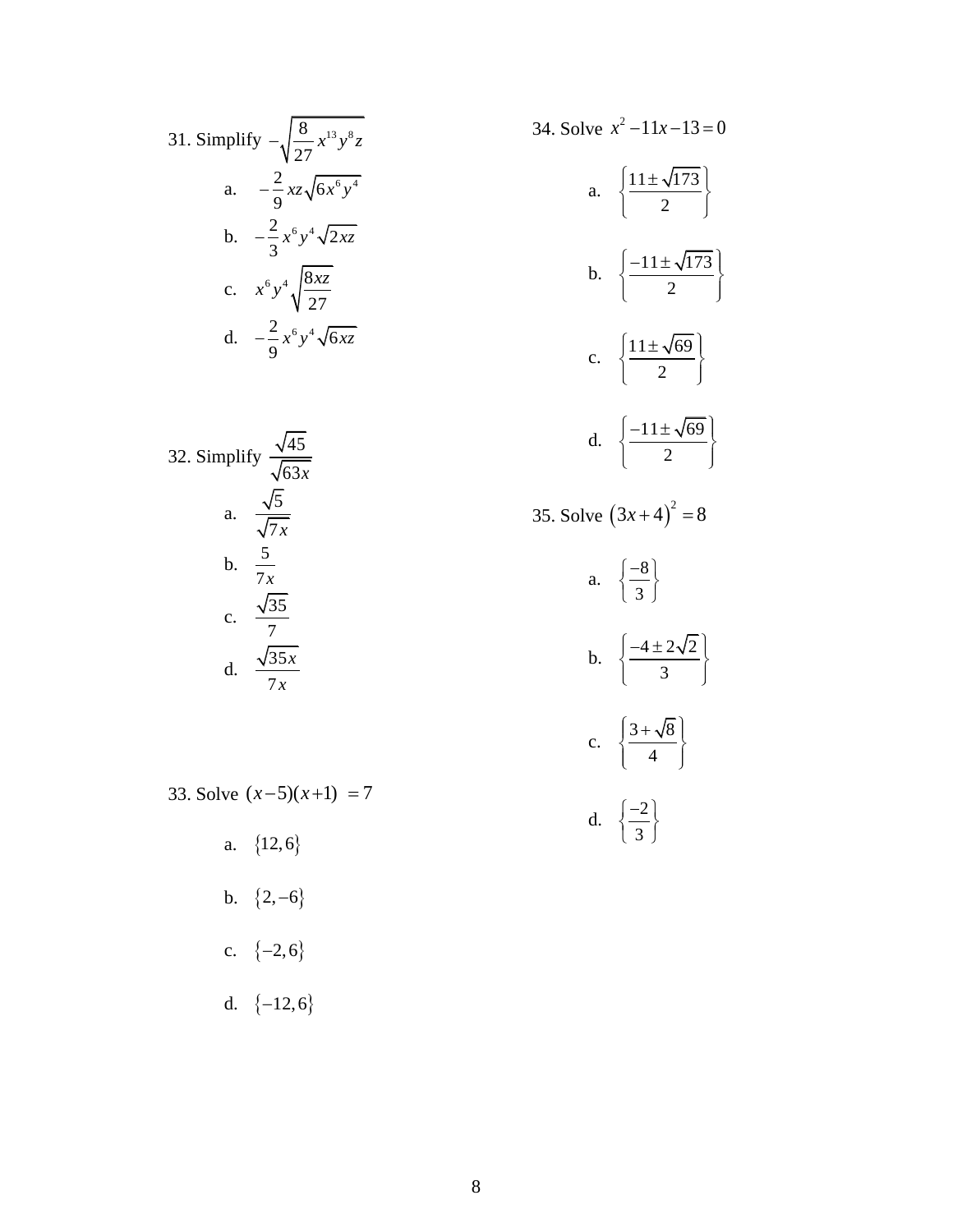31. Simplify $-\sqrt{\dfrac{8}{27}x^{13}y^8z}$

a. $-\dfrac{2}{9}xz\sqrt{6x^6y^4}$

b. $-\dfrac{2}{3}x^6y^4\sqrt{2xz}$

c. $x^6y^4\sqrt{\dfrac{8xz}{27}}$

d. $-\dfrac{2}{9}x^6y^4\sqrt{6xz}$

32. Simplify $\dfrac{\sqrt{45}}{\sqrt{63x}}$

a. $\dfrac{\sqrt{5}}{\sqrt{7x}}$

b. $\dfrac{5}{7x}$

c. $\dfrac{\sqrt{35}}{7}$

d. $\dfrac{\sqrt{35x}}{7x}$

33. Solve $(x-5)(x+1) = 7$

a. $\{12, 6\}$

b. $\{2, -6\}$

c. $\{-2, 6\}$

d. $\{-12, 6\}$

34. Solve $x^2 - 11x - 13 = 0$

a. $\left\{\dfrac{11 \pm \sqrt{173}}{2}\right\}$

b. $\left\{\dfrac{-11 \pm \sqrt{173}}{2}\right\}$

c. $\left\{\dfrac{11 \pm \sqrt{69}}{2}\right\}$

d. $\left\{\dfrac{-11 \pm \sqrt{69}}{2}\right\}$

35. Solve $(3x+4)^2 = 8$

a. $\left\{\dfrac{-8}{3}\right\}$

b. $\left\{\dfrac{-4 \pm 2\sqrt{2}}{3}\right\}$

c. $\left\{\dfrac{3+\sqrt{8}}{4}\right\}$

d. $\left\{\dfrac{-2}{3}\right\}$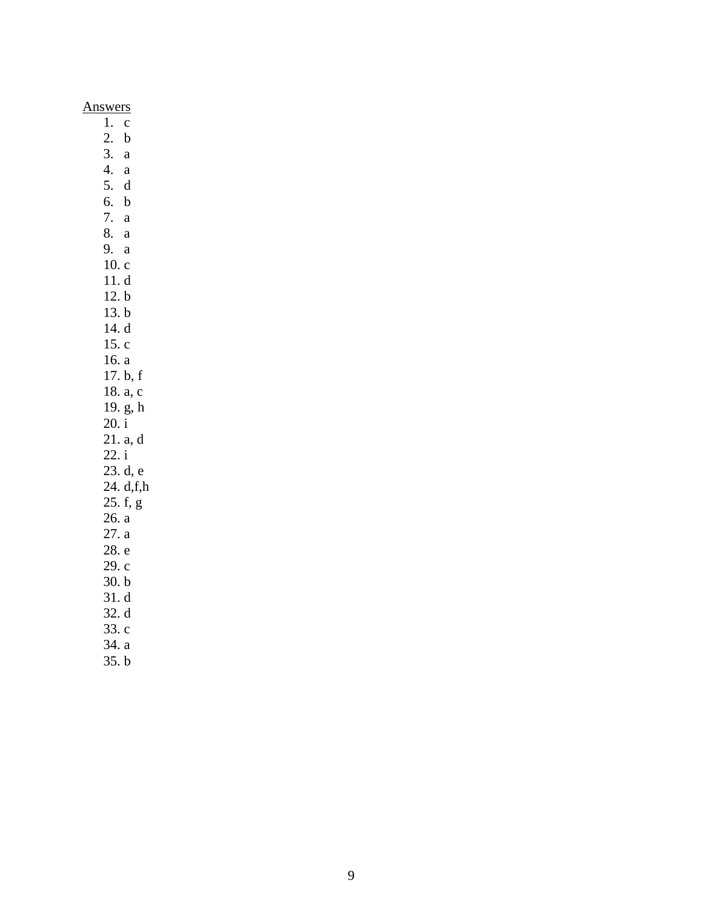Answers

1. c
2. b
3. a
4. a
5. d
6. b
7. a
8. a
9. a
10. c
11. d
12. b
13. b
14. d
15. c
16. a
17. b, f
18. a, c
19. g, h
20. i
21. a, d
22. i
23. d, e
24. d,f,h
25. f, g
26. a
27. a
28. e
29. c
30. b
31. d
32. d
33. c
34. a
35. b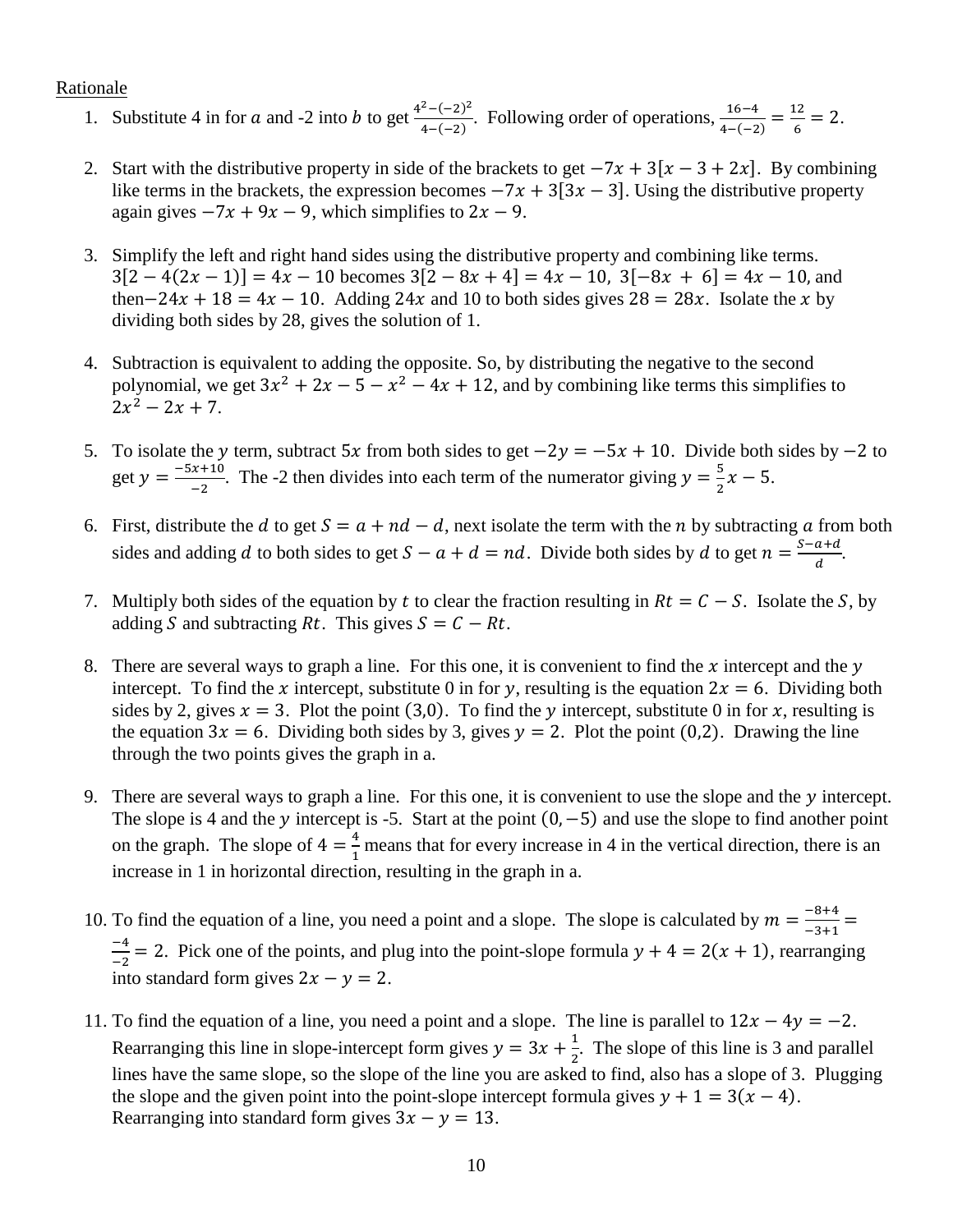Rationale

1. Substitute 4 in for $a$ and -2 into $b$ to get $\frac{4^2-(-2)^2}{4-(-2)}$. Following order of operations, $\frac{16-4}{4-(-2)} = \frac{12}{6} = 2$.

2. Start with the distributive property in side of the brackets to get $-7x + 3[x - 3 + 2x]$. By combining like terms in the brackets, the expression becomes $-7x + 3[3x - 3]$. Using the distributive property again gives $-7x + 9x - 9$, which simplifies to $2x - 9$.

3. Simplify the left and right hand sides using the distributive property and combining like terms. $3[2 - 4(2x - 1)] = 4x - 10$ becomes $3[2 - 8x + 4] = 4x - 10$, $3[-8x + 6] = 4x - 10$, and then $-24x + 18 = 4x - 10$. Adding $24x$ and 10 to both sides gives $28 = 28x$. Isolate the $x$ by dividing both sides by 28, gives the solution of 1.

4. Subtraction is equivalent to adding the opposite. So, by distributing the negative to the second polynomial, we get $3x^2 + 2x - 5 - x^2 - 4x + 12$, and by combining like terms this simplifies to $2x^2 - 2x + 7$.

5. To isolate the $y$ term, subtract $5x$ from both sides to get $-2y = -5x + 10$. Divide both sides by $-2$ to get $y = \frac{-5x+10}{-2}$. The -2 then divides into each term of the numerator giving $y = \frac{5}{2}x - 5$.

6. First, distribute the $d$ to get $S = a + nd - d$, next isolate the term with the $n$ by subtracting $a$ from both sides and adding $d$ to both sides to get $S - a + d = nd$. Divide both sides by $d$ to get $n = \frac{S-a+d}{d}$.

7. Multiply both sides of the equation by $t$ to clear the fraction resulting in $Rt = C - S$. Isolate the $S$, by adding $S$ and subtracting $Rt$. This gives $S = C - Rt$.

8. There are several ways to graph a line. For this one, it is convenient to find the $x$ intercept and the $y$ intercept. To find the $x$ intercept, substitute 0 in for $y$, resulting is the equation $2x = 6$. Dividing both sides by 2, gives $x = 3$. Plot the point $(3,0)$. To find the $y$ intercept, substitute 0 in for $x$, resulting is the equation $3x = 6$. Dividing both sides by 3, gives $y = 2$. Plot the point $(0,2)$. Drawing the line through the two points gives the graph in a.

9. There are several ways to graph a line. For this one, it is convenient to use the slope and the $y$ intercept. The slope is 4 and the $y$ intercept is -5. Start at the point $(0, -5)$ and use the slope to find another point on the graph. The slope of $4 = \frac{4}{1}$ means that for every increase in 4 in the vertical direction, there is an increase in 1 in horizontal direction, resulting in the graph in a.

10. To find the equation of a line, you need a point and a slope. The slope is calculated by $m = \frac{-8+4}{-3+1} = \frac{-4}{-2} = 2$. Pick one of the points, and plug into the point-slope formula $y + 4 = 2(x + 1)$, rearranging into standard form gives $2x - y = 2$.

11. To find the equation of a line, you need a point and a slope. The line is parallel to $12x - 4y = -2$. Rearranging this line in slope-intercept form gives $y = 3x + \frac{1}{2}$. The slope of this line is 3 and parallel lines have the same slope, so the slope of the line you are asked to find, also has a slope of 3. Plugging the slope and the given point into the point-slope intercept formula gives $y + 1 = 3(x - 4)$. Rearranging into standard form gives $3x - y = 13$.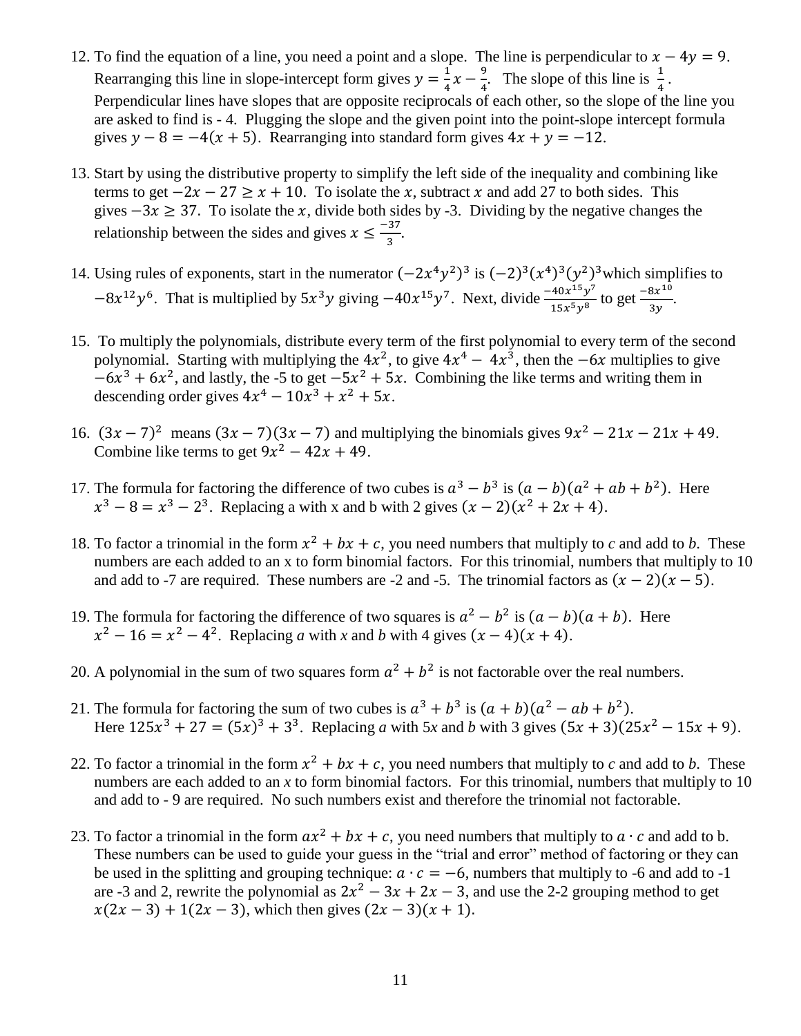12. To find the equation of a line, you need a point and a slope. The line is perpendicular to $x - 4y = 9$. Rearranging this line in slope-intercept form gives $y = \frac{1}{4}x - \frac{9}{4}$. The slope of this line is $\frac{1}{4}$. Perpendicular lines have slopes that are opposite reciprocals of each other, so the slope of the line you are asked to find is - 4. Plugging the slope and the given point into the point-slope intercept formula gives $y - 8 = -4(x + 5)$. Rearranging into standard form gives $4x + y = -12$.

13. Start by using the distributive property to simplify the left side of the inequality and combining like terms to get $-2x - 27 \geq x + 10$. To isolate the $x$, subtract $x$ and add 27 to both sides. This gives $-3x \geq 37$. To isolate the $x$, divide both sides by -3. Dividing by the negative changes the relationship between the sides and gives $x \leq \frac{-37}{3}$.

14. Using rules of exponents, start in the numerator $(-2x^4y^2)^3$ is $(-2)^3(x^4)^3(y^2)^3$ which simplifies to $-8x^{12}y^6$. That is multiplied by $5x^3y$ giving $-40x^{15}y^7$. Next, divide $\frac{-40x^{15}y^7}{15x^5y^8}$ to get $\frac{-8x^{10}}{3y}$.

15. To multiply the polynomials, distribute every term of the first polynomial to every term of the second polynomial. Starting with multiplying the $4x^2$, to give $4x^4 - 4x^3$, then the $-6x$ multiplies to give $-6x^3 + 6x^2$, and lastly, the -5 to get $-5x^2 + 5x$. Combining the like terms and writing them in descending order gives $4x^4 - 10x^3 + x^2 + 5x$.

16. $(3x - 7)^2$ means $(3x - 7)(3x - 7)$ and multiplying the binomials gives $9x^2 - 21x - 21x + 49$. Combine like terms to get $9x^2 - 42x + 49$.

17. The formula for factoring the difference of two cubes is $a^3 - b^3$ is $(a - b)(a^2 + ab + b^2)$. Here $x^3 - 8 = x^3 - 2^3$. Replacing a with x and b with 2 gives $(x - 2)(x^2 + 2x + 4)$.

18. To factor a trinomial in the form $x^2 + bx + c$, you need numbers that multiply to *c* and add to *b*. These numbers are each added to an x to form binomial factors. For this trinomial, numbers that multiply to 10 and add to -7 are required. These numbers are -2 and -5. The trinomial factors as $(x - 2)(x - 5)$.

19. The formula for factoring the difference of two squares is $a^2 - b^2$ is $(a - b)(a + b)$. Here $x^2 - 16 = x^2 - 4^2$. Replacing *a* with *x* and *b* with 4 gives $(x - 4)(x + 4)$.

20. A polynomial in the sum of two squares form $a^2 + b^2$ is not factorable over the real numbers.

21. The formula for factoring the sum of two cubes is $a^3 + b^3$ is $(a + b)(a^2 - ab + b^2)$. Here $125x^3 + 27 = (5x)^3 + 3^3$. Replacing *a* with 5*x* and *b* with 3 gives $(5x + 3)(25x^2 - 15x + 9)$.

22. To factor a trinomial in the form $x^2 + bx + c$, you need numbers that multiply to *c* and add to *b*. These numbers are each added to an *x* to form binomial factors. For this trinomial, numbers that multiply to 10 and add to - 9 are required. No such numbers exist and therefore the trinomial not factorable.

23. To factor a trinomial in the form $ax^2 + bx + c$, you need numbers that multiply to $a \cdot c$ and add to b. These numbers can be used to guide your guess in the "trial and error" method of factoring or they can be used in the splitting and grouping technique: $a \cdot c = -6$, numbers that multiply to -6 and add to -1 are -3 and 2, rewrite the polynomial as $2x^2 - 3x + 2x - 3$, and use the 2-2 grouping method to get $x(2x - 3) + 1(2x - 3)$, which then gives $(2x - 3)(x + 1)$.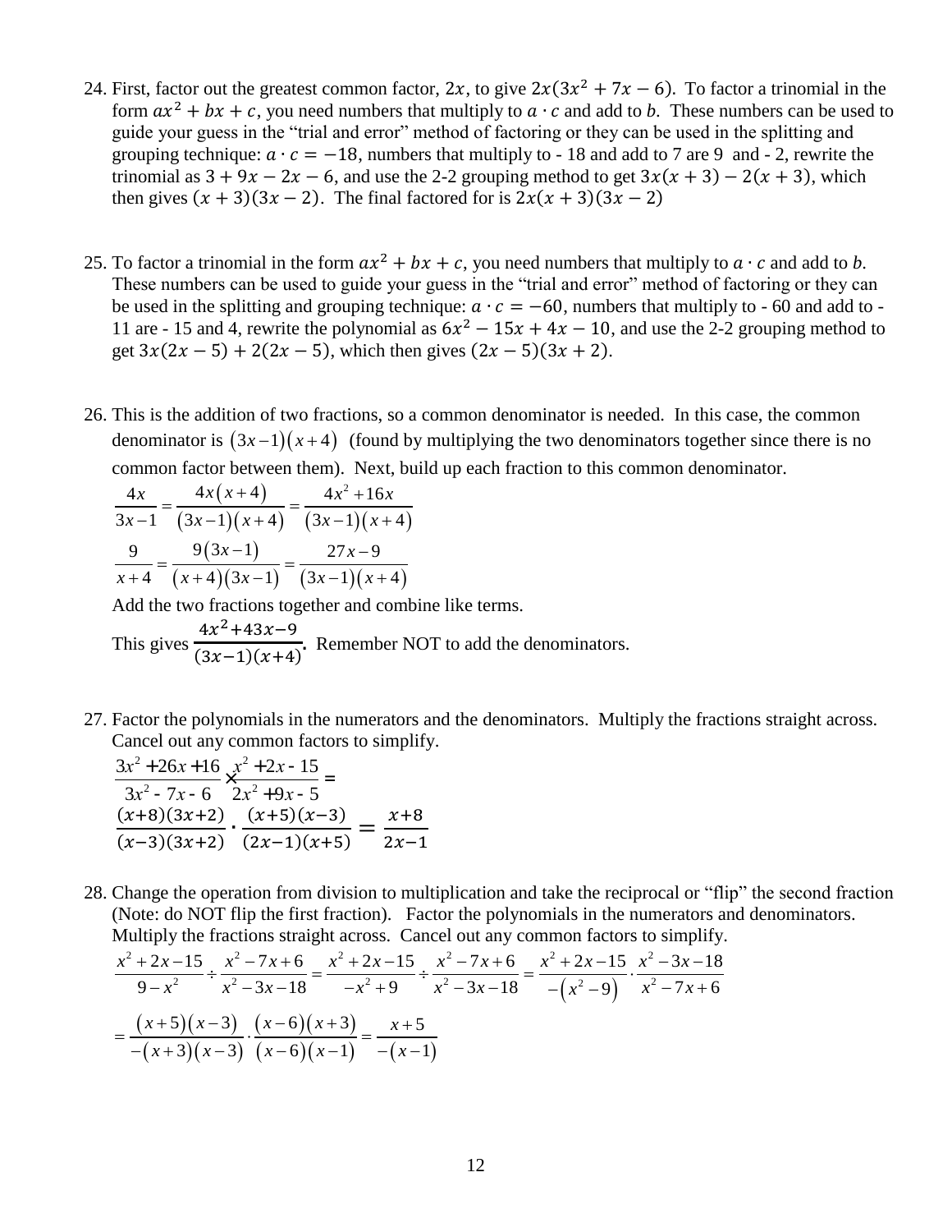24. First, factor out the greatest common factor, $2x$, to give $2x(3x^2 + 7x - 6)$. To factor a trinomial in the form $ax^2 + bx + c$, you need numbers that multiply to $a \cdot c$ and add to $b$. These numbers can be used to guide your guess in the "trial and error" method of factoring or they can be used in the splitting and grouping technique: $a \cdot c = -18$, numbers that multiply to - 18 and add to 7 are 9 and - 2, rewrite the trinomial as $3 + 9x - 2x - 6$, and use the 2-2 grouping method to get $3x(x + 3) - 2(x + 3)$, which then gives $(x + 3)(3x - 2)$. The final factored for is $2x(x + 3)(3x - 2)$

25. To factor a trinomial in the form $ax^2 + bx + c$, you need numbers that multiply to $a \cdot c$ and add to $b$. These numbers can be used to guide your guess in the "trial and error" method of factoring or they can be used in the splitting and grouping technique: $a \cdot c = -60$, numbers that multiply to - 60 and add to - 11 are - 15 and 4, rewrite the polynomial as $6x^2 - 15x + 4x - 10$, and use the 2-2 grouping method to get $3x(2x - 5) + 2(2x - 5)$, which then gives $(2x - 5)(3x + 2)$.

26. This is the addition of two fractions, so a common denominator is needed. In this case, the common denominator is $(3x-1)(x+4)$ (found by multiplying the two denominators together since there is no common factor between them). Next, build up each fraction to this common denominator.

$$\frac{4x}{3x-1} = \frac{4x(x+4)}{(3x-1)(x+4)} = \frac{4x^2+16x}{(3x-1)(x+4)}$$

$$\frac{9}{x+4} = \frac{9(3x-1)}{(x+4)(3x-1)} = \frac{27x-9}{(3x-1)(x+4)}$$

Add the two fractions together and combine like terms.

This gives $\frac{4x^2+43x-9}{(3x-1)(x+4)}$. Remember NOT to add the denominators.

27. Factor the polynomials in the numerators and the denominators. Multiply the fractions straight across. Cancel out any common factors to simplify.

$$\frac{3x^2+26x+16}{3x^2-7x-6} \times \frac{x^2+2x-15}{2x^2+9x-5} =$$

$$\frac{(x+8)(3x+2)}{(x-3)(3x+2)} \cdot \frac{(x+5)(x-3)}{(2x-1)(x+5)} = \frac{x+8}{2x-1}$$

28. Change the operation from division to multiplication and take the reciprocal or "flip" the second fraction (Note: do NOT flip the first fraction). Factor the polynomials in the numerators and denominators. Multiply the fractions straight across. Cancel out any common factors to simplify.

$$\frac{x^2+2x-15}{9-x^2} \div \frac{x^2-7x+6}{x^2-3x-18} = \frac{x^2+2x-15}{-x^2+9} \div \frac{x^2-7x+6}{x^2-3x-18} = \frac{x^2+2x-15}{-(x^2-9)} \cdot \frac{x^2-3x-18}{x^2-7x+6}$$

$$= \frac{(x+5)(x-3)}{-(x+3)(x-3)} \cdot \frac{(x-6)(x+3)}{(x-6)(x-1)} = \frac{x+5}{-(x-1)}$$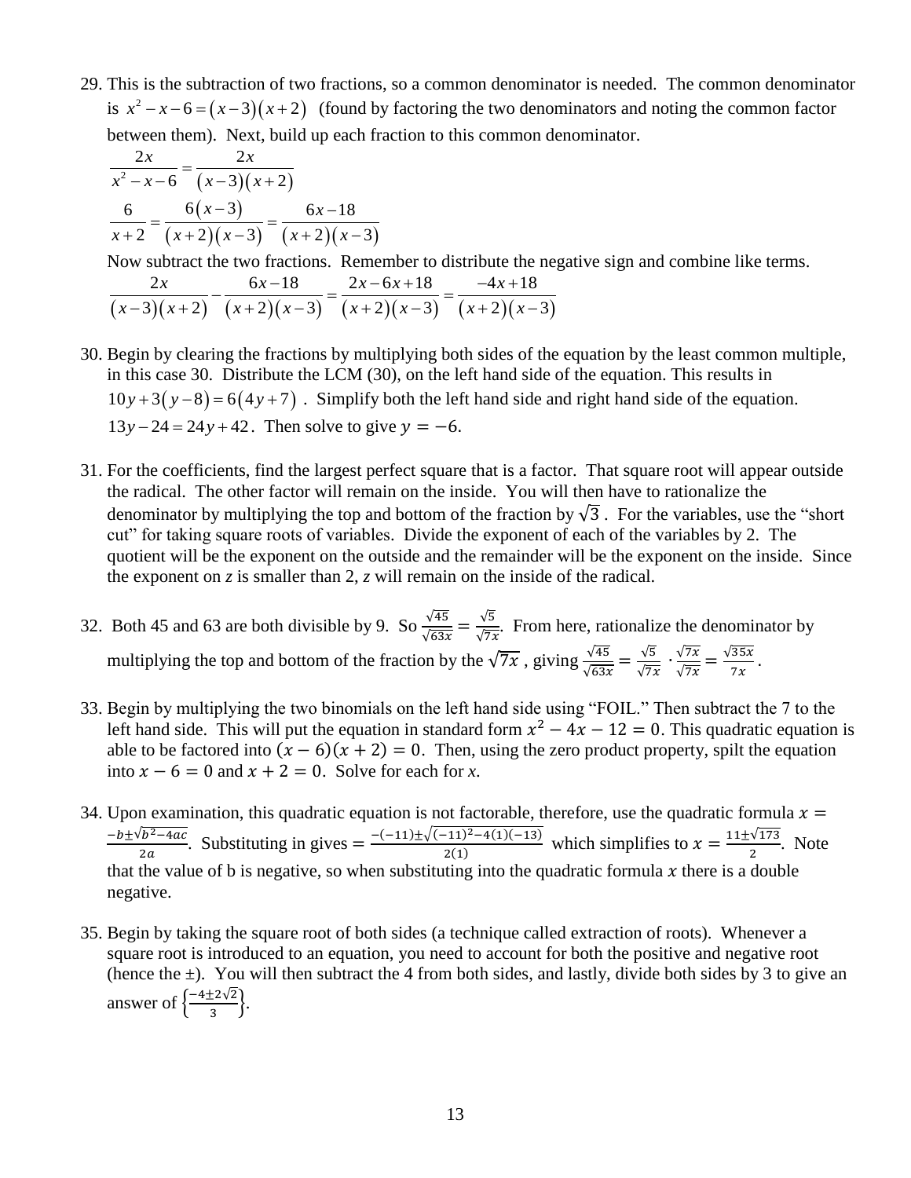29. This is the subtraction of two fractions, so a common denominator is needed. The common denominator is $x^2 - x - 6 = (x-3)(x+2)$ (found by factoring the two denominators and noting the common factor between them). Next, build up each fraction to this common denominator.

$$\frac{2x}{x^2-x-6} = \frac{2x}{(x-3)(x+2)}$$

$$\frac{6}{x+2} = \frac{6(x-3)}{(x+2)(x-3)} = \frac{6x-18}{(x+2)(x-3)}$$

Now subtract the two fractions. Remember to distribute the negative sign and combine like terms.

$$\frac{2x}{(x-3)(x+2)} - \frac{6x-18}{(x+2)(x-3)} = \frac{2x-6x+18}{(x+2)(x-3)} = \frac{-4x+18}{(x+2)(x-3)}$$

30. Begin by clearing the fractions by multiplying both sides of the equation by the least common multiple, in this case 30. Distribute the LCM (30), on the left hand side of the equation. This results in $10y + 3(y-8) = 6(4y+7)$ . Simplify both the left hand side and right hand side of the equation. $13y - 24 = 24y + 42$. Then solve to give $y = -6$.

31. For the coefficients, find the largest perfect square that is a factor. That square root will appear outside the radical. The other factor will remain on the inside. You will then have to rationalize the denominator by multiplying the top and bottom of the fraction by $\sqrt{3}$ . For the variables, use the "short cut" for taking square roots of variables. Divide the exponent of each of the variables by 2. The quotient will be the exponent on the outside and the remainder will be the exponent on the inside. Since the exponent on *z* is smaller than 2, *z* will remain on the inside of the radical.

32. Both 45 and 63 are both divisible by 9. So $\frac{\sqrt{45}}{\sqrt{63x}} = \frac{\sqrt{5}}{\sqrt{7x}}$. From here, rationalize the denominator by multiplying the top and bottom of the fraction by the $\sqrt{7x}$ , giving $\frac{\sqrt{45}}{\sqrt{63x}} = \frac{\sqrt{5}}{\sqrt{7x}} \cdot \frac{\sqrt{7x}}{\sqrt{7x}} = \frac{\sqrt{35x}}{7x}$ .

33. Begin by multiplying the two binomials on the left hand side using "FOIL." Then subtract the 7 to the left hand side. This will put the equation in standard form $x^2 - 4x - 12 = 0$. This quadratic equation is able to be factored into $(x-6)(x+2) = 0$. Then, using the zero product property, spilt the equation into $x - 6 = 0$ and $x + 2 = 0$. Solve for each for *x*.

34. Upon examination, this quadratic equation is not factorable, therefore, use the quadratic formula $x = \frac{-b \pm \sqrt{b^2-4ac}}{2a}$. Substituting in gives $= \frac{-(-11) \pm \sqrt{(-11)^2 - 4(1)(-13)}}{2(1)}$ which simplifies to $x = \frac{11 \pm \sqrt{173}}{2}$. Note that the value of b is negative, so when substituting into the quadratic formula $x$ there is a double negative.

35. Begin by taking the square root of both sides (a technique called extraction of roots). Whenever a square root is introduced to an equation, you need to account for both the positive and negative root (hence the ±). You will then subtract the 4 from both sides, and lastly, divide both sides by 3 to give an answer of $\left\{\frac{-4 \pm 2\sqrt{2}}{3}\right\}$.